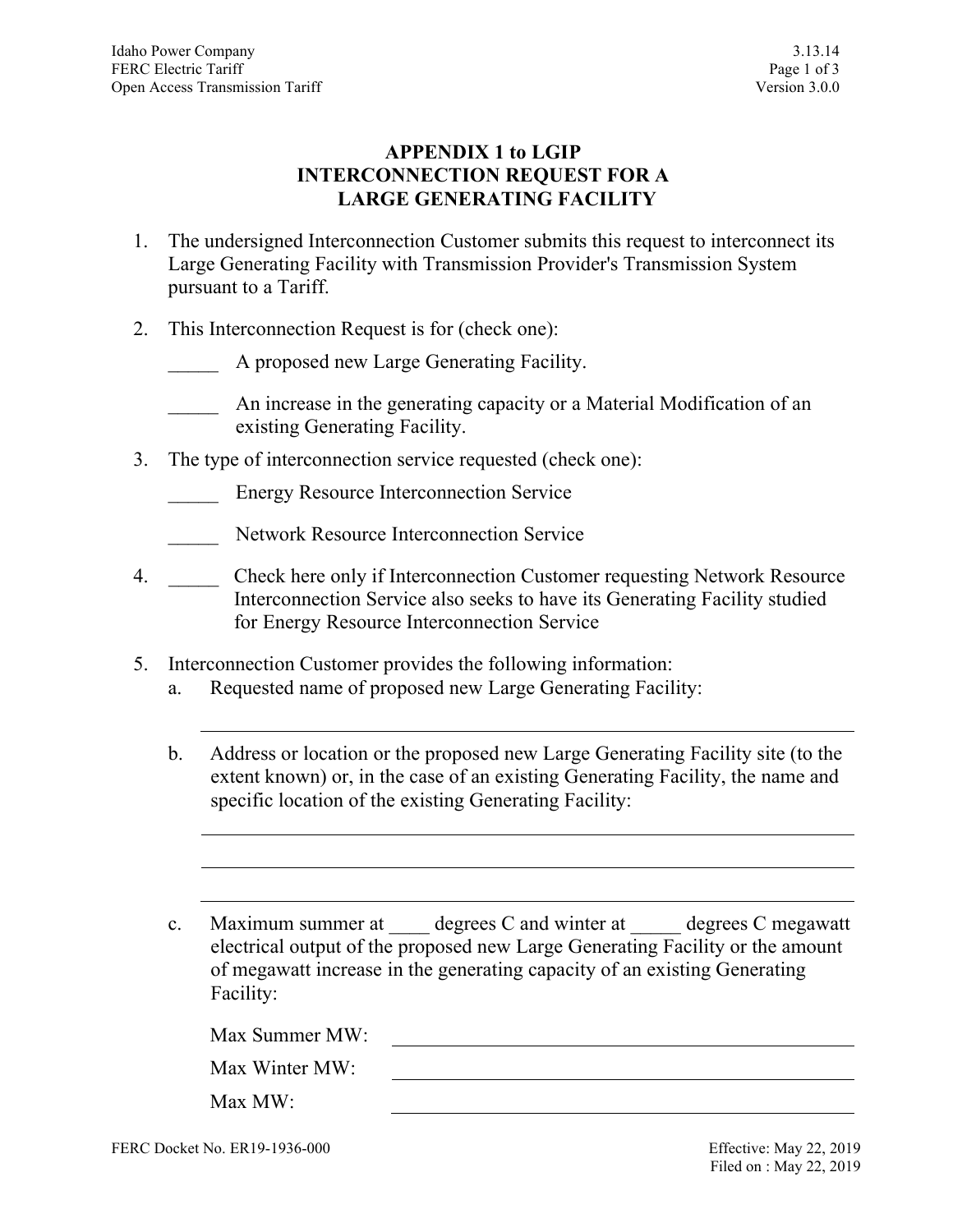# APPENDIX 1 to LGIP
# INTERCONNECTION REQUEST FOR A LARGE GENERATING FACILITY

1. The undersigned Interconnection Customer submits this request to interconnect its Large Generating Facility with Transmission Provider's Transmission System pursuant to a Tariff.

2. This Interconnection Request is for (check one):

   _____ A proposed new Large Generating Facility.

   _____ An increase in the generating capacity or a Material Modification of an existing Generating Facility.

3. The type of interconnection service requested (check one):

   _____ Energy Resource Interconnection Service

   _____ Network Resource Interconnection Service

4. _____ Check here only if Interconnection Customer requesting Network Resource Interconnection Service also seeks to have its Generating Facility studied for Energy Resource Interconnection Service

5. Interconnection Customer provides the following information:

   a. Requested name of proposed new Large Generating Facility:

      ______________________________________________

   b. Address or location or the proposed new Large Generating Facility site (to the extent known) or, in the case of an existing Generating Facility, the name and specific location of the existing Generating Facility:

      ______________________________________________

      ______________________________________________

      ______________________________________________

   c. Maximum summer at ____ degrees C and winter at _____ degrees C megawatt electrical output of the proposed new Large Generating Facility or the amount of megawatt increase in the generating capacity of an existing Generating Facility:

      Max Summer MW: ______________________________

      Max Winter MW: ______________________________

      Max MW: ______________________________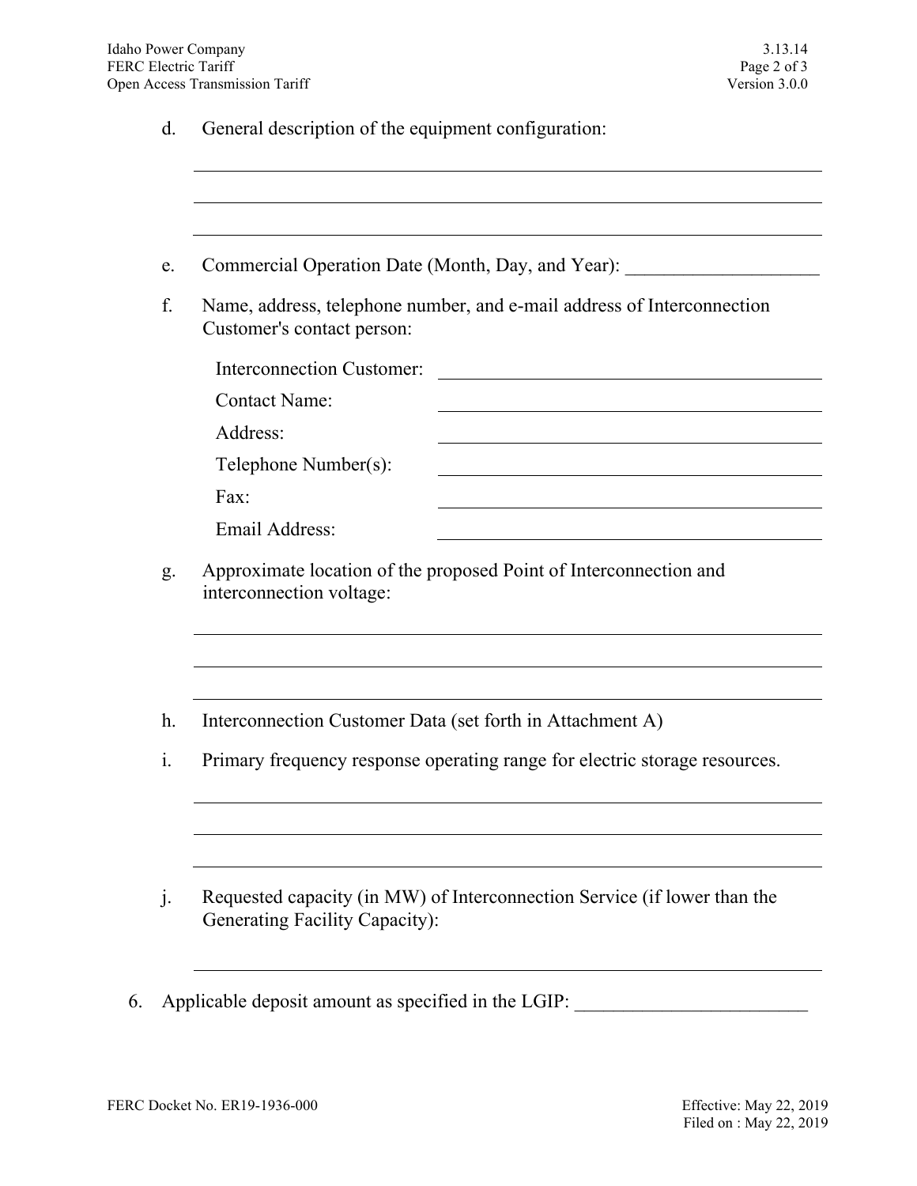d. General description of the equipment configuration:

_______________________________________________________________________

_______________________________________________________________________

_______________________________________________________________________

e. Commercial Operation Date (Month, Day, and Year): ____________________

f. Name, address, telephone number, and e-mail address of Interconnection Customer's contact person:

Interconnection Customer: ______________________________________

Contact Name: ______________________________________

Address: ______________________________________

Telephone Number(s): ______________________________________

Fax: ______________________________________

Email Address: ______________________________________

g. Approximate location of the proposed Point of Interconnection and interconnection voltage:

_______________________________________________________________________

_______________________________________________________________________

_______________________________________________________________________

h. Interconnection Customer Data (set forth in Attachment A)

i. Primary frequency response operating range for electric storage resources.

_______________________________________________________________________

_______________________________________________________________________

_______________________________________________________________________

j. Requested capacity (in MW) of Interconnection Service (if lower than the Generating Facility Capacity):

_______________________________________________________________________

6. Applicable deposit amount as specified in the LGIP: ________________________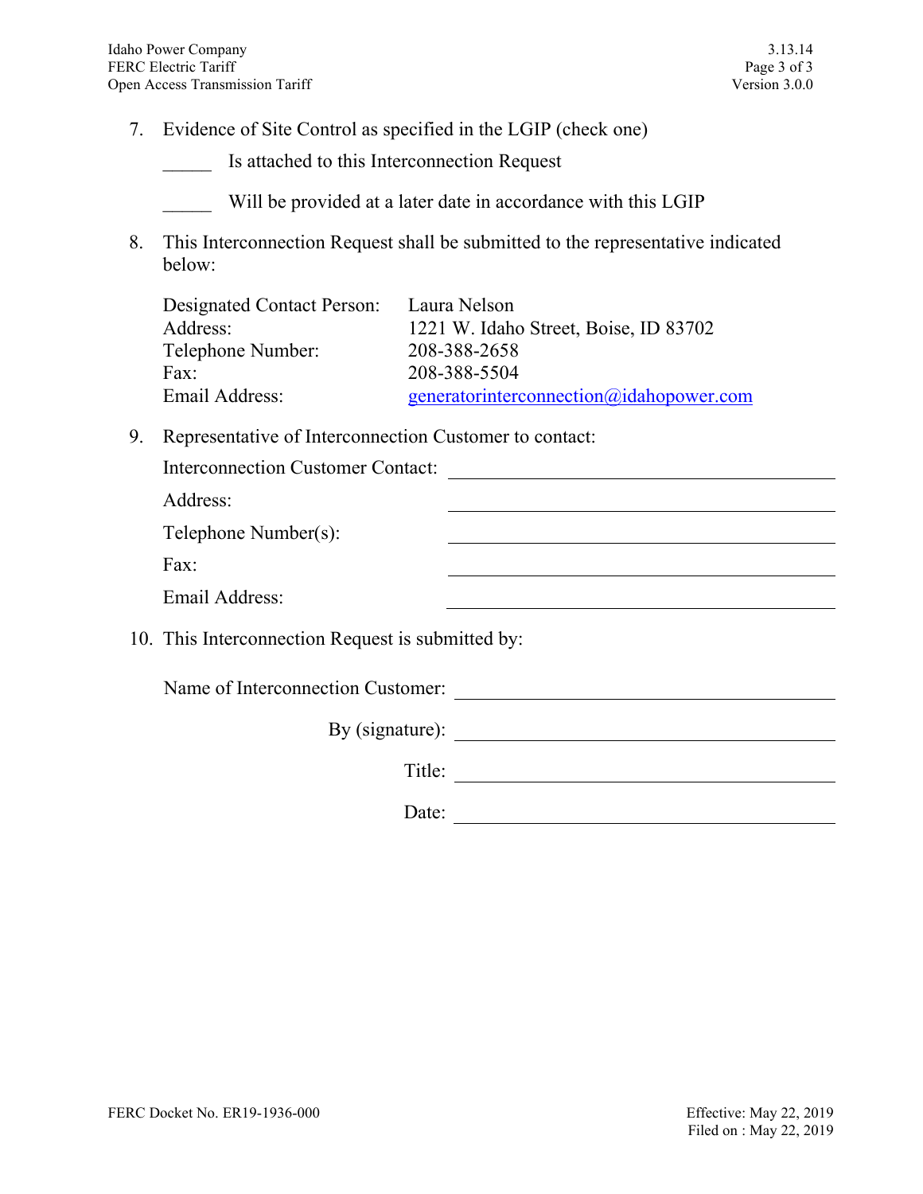7. Evidence of Site Control as specified in the LGIP (check one)

   _____ Is attached to this Interconnection Request

   _____ Will be provided at a later date in accordance with this LGIP

8. This Interconnection Request shall be submitted to the representative indicated below:

   Designated Contact Person: Laura Nelson
   Address: 1221 W. Idaho Street, Boise, ID 83702
   Telephone Number: 208-388-2658
   Fax: 208-388-5504
   Email Address: generatorinterconnection@idahopower.com

9. Representative of Interconnection Customer to contact:

   Interconnection Customer Contact: ______________________________

   Address: ______________________________

   Telephone Number(s): ______________________________

   Fax: ______________________________

   Email Address: ______________________________

10. This Interconnection Request is submitted by:

    Name of Interconnection Customer: ______________________________

    By (signature): ______________________________

    Title: ______________________________

    Date: ______________________________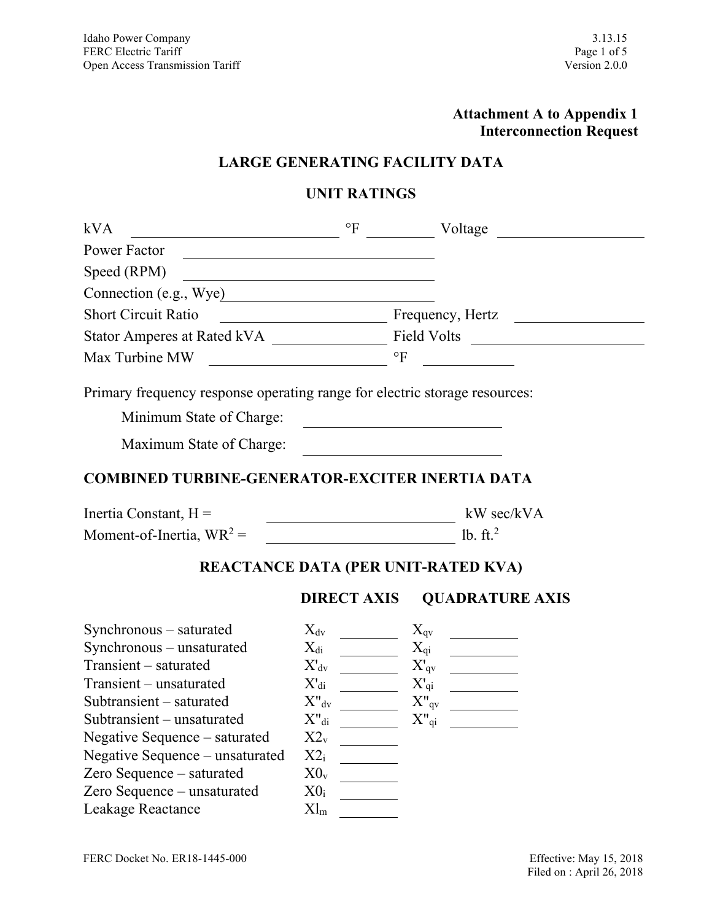**Attachment A to Appendix 1**
**Interconnection Request**

## LARGE GENERATING FACILITY DATA

### UNIT RATINGS

kVA ____________________ °F ________ Voltage ______________

Power Factor ____________________

Speed (RPM) ____________________

Connection (e.g., Wye) ____________________

Short Circuit Ratio ______________ Frequency, Hertz ______________

Stator Amperes at Rated kVA ______________ Field Volts ______________

Max Turbine MW ______________ °F ______________

Primary frequency response operating range for electric storage resources:

Minimum State of Charge: ____________________

Maximum State of Charge: ____________________

### COMBINED TURBINE-GENERATOR-EXCITER INERTIA DATA

Inertia Constant, H = ____________________ kW sec/kVA

Moment-of-Inertia, $WR^2$ = ____________________ lb. ft.$^2$

### REACTANCE DATA (PER UNIT-RATED KVA)

| | DIRECT AXIS | | QUADRATURE AXIS | |
|---|---|---|---|---|
| Synchronous – saturated | $X_{dv}$ | ______ | $X_{qv}$ | ______ |
| Synchronous – unsaturated | $X_{di}$ | ______ | $X_{qi}$ | ______ |
| Transient – saturated | $X'_{dv}$ | ______ | $X'_{qv}$ | ______ |
| Transient – unsaturated | $X'_{di}$ | ______ | $X'_{qi}$ | ______ |
| Subtransient – saturated | $X''_{dv}$ | ______ | $X''_{qv}$ | ______ |
| Subtransient – unsaturated | $X''_{di}$ | ______ | $X''_{qi}$ | ______ |
| Negative Sequence – saturated | $X2_v$ | ______ | | |
| Negative Sequence – unsaturated | $X2_i$ | ______ | | |
| Zero Sequence – saturated | $X0_v$ | ______ | | |
| Zero Sequence – unsaturated | $X0_i$ | ______ | | |
| Leakage Reactance | $Xl_m$ | ______ | | |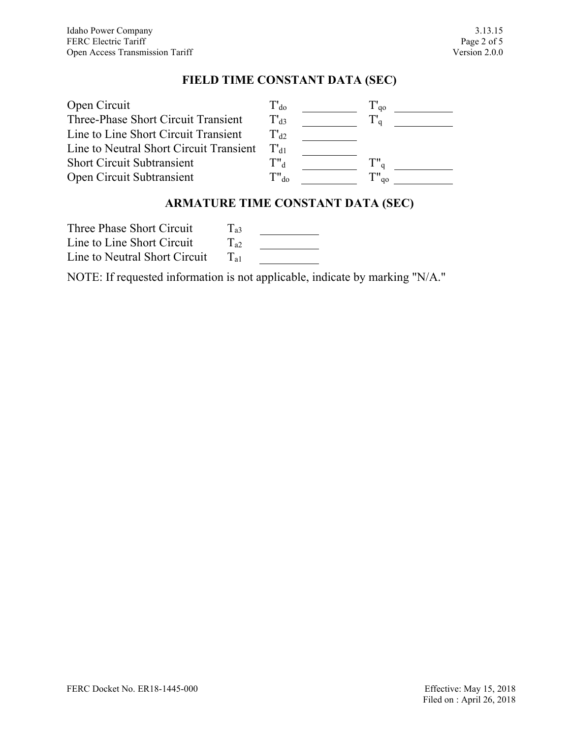## FIELD TIME CONSTANT DATA (SEC)

| | | | | |
|---|---|---|---|---|
| Open Circuit | $T'_{do}$ | __________ | $T'_{qo}$ | __________ |
| Three-Phase Short Circuit Transient | $T'_{d3}$ | __________ | $T'_{q}$ | __________ |
| Line to Line Short Circuit Transient | $T'_{d2}$ | __________ | | |
| Line to Neutral Short Circuit Transient | $T'_{d1}$ | __________ | | |
| Short Circuit Subtransient | $T''_{d}$ | __________ | $T''_{q}$ | __________ |
| Open Circuit Subtransient | $T''_{do}$ | __________ | $T''_{qo}$ | __________ |

## ARMATURE TIME CONSTANT DATA (SEC)

| | | |
|---|---|---|
| Three Phase Short Circuit | $T_{a3}$ | __________ |
| Line to Line Short Circuit | $T_{a2}$ | __________ |
| Line to Neutral Short Circuit | $T_{a1}$ | __________ |

NOTE: If requested information is not applicable, indicate by marking "N/A."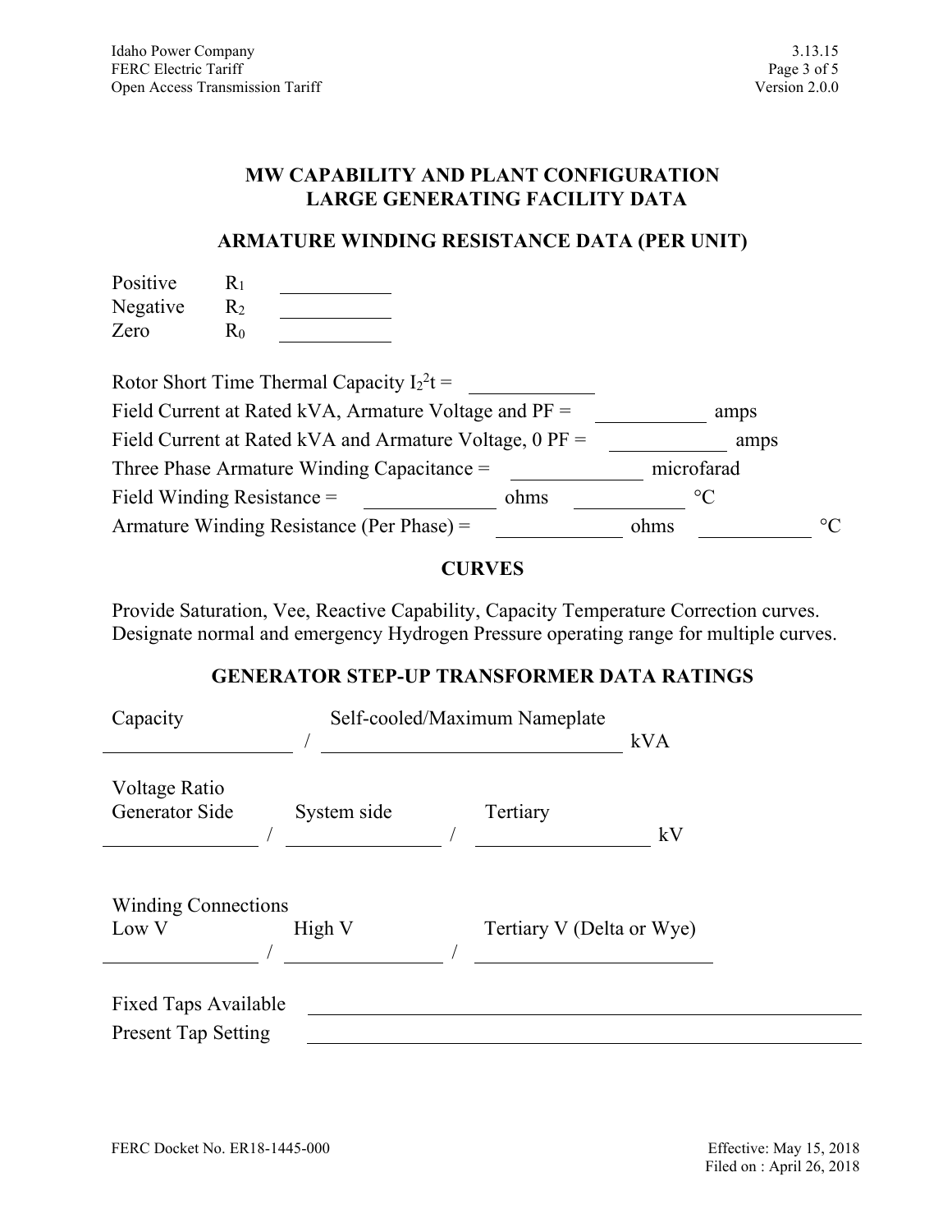# MW CAPABILITY AND PLANT CONFIGURATION LARGE GENERATING FACILITY DATA

## ARMATURE WINDING RESISTANCE DATA (PER UNIT)

Positive $R_1$ ____________

Negative $R_2$ ____________

Zero $R_0$ ____________

Rotor Short Time Thermal Capacity $I_2^2t$ = ____________

Field Current at Rated kVA, Armature Voltage and PF = ____________ amps

Field Current at Rated kVA and Armature Voltage, 0 PF = ____________ amps

Three Phase Armature Winding Capacitance = ____________ microfarad

Field Winding Resistance = ____________ ohms ____________ °C

Armature Winding Resistance (Per Phase) = ____________ ohms ____________ °C

## CURVES

Provide Saturation, Vee, Reactive Capability, Capacity Temperature Correction curves. Designate normal and emergency Hydrogen Pressure operating range for multiple curves.

## GENERATOR STEP-UP TRANSFORMER DATA RATINGS

Capacity Self-cooled/Maximum Nameplate

____________ / ____________ kVA

Voltage Ratio

Generator Side System side Tertiary

____________ / ____________ / ____________ kV

Winding Connections

Low V High V Tertiary V (Delta or Wye)

____________ / ____________ / ____________

Fixed Taps Available ____________

Present Tap Setting ____________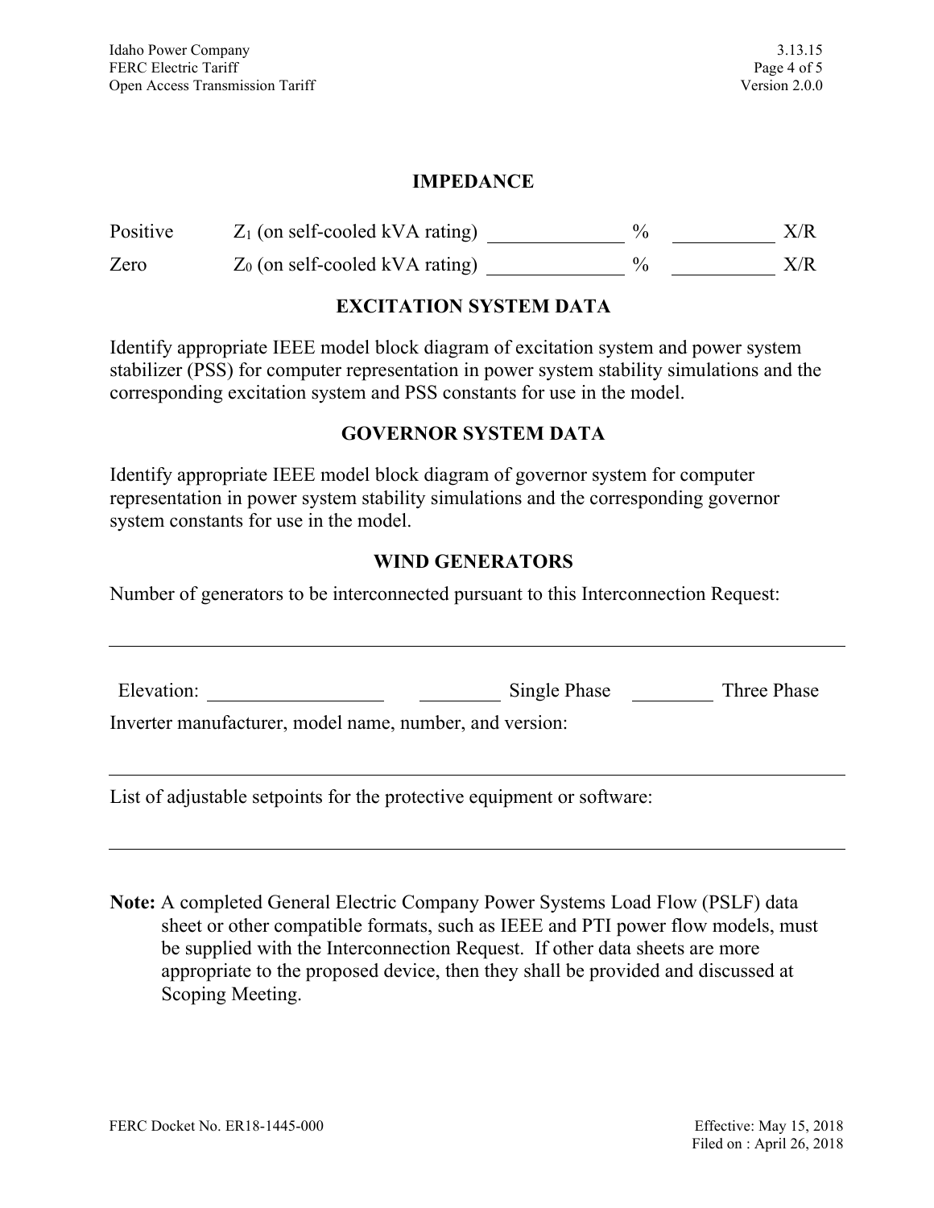## IMPEDANCE

Positive $Z_1$ (on self-cooled kVA rating) ________ % ________ X/R

Zero $Z_0$ (on self-cooled kVA rating) ________ % ________ X/R

## EXCITATION SYSTEM DATA

Identify appropriate IEEE model block diagram of excitation system and power system stabilizer (PSS) for computer representation in power system stability simulations and the corresponding excitation system and PSS constants for use in the model.

## GOVERNOR SYSTEM DATA

Identify appropriate IEEE model block diagram of governor system for computer representation in power system stability simulations and the corresponding governor system constants for use in the model.

## WIND GENERATORS

Number of generators to be interconnected pursuant to this Interconnection Request:

______________________________________________

Elevation: ____________ ________ Single Phase ________ Three Phase

Inverter manufacturer, model name, number, and version:

______________________________________________

List of adjustable setpoints for the protective equipment or software:

______________________________________________

**Note:** A completed General Electric Company Power Systems Load Flow (PSLF) data sheet or other compatible formats, such as IEEE and PTI power flow models, must be supplied with the Interconnection Request. If other data sheets are more appropriate to the proposed device, then they shall be provided and discussed at Scoping Meeting.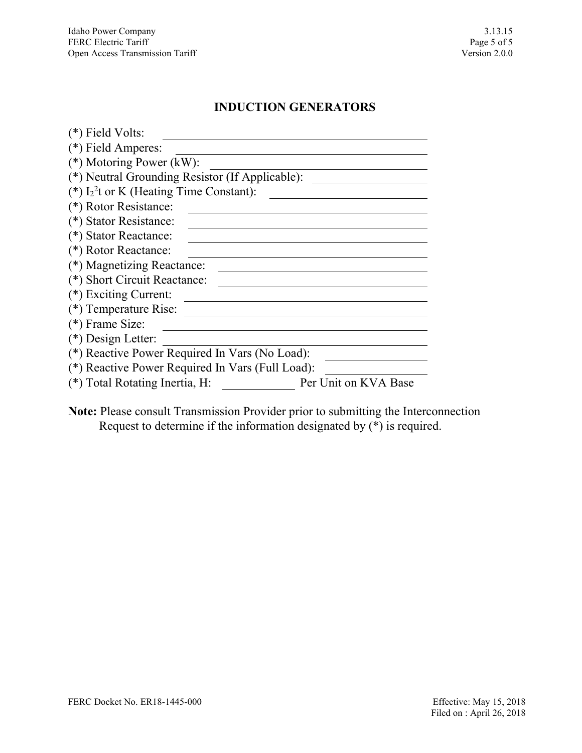## INDUCTION GENERATORS

(*) Field Volts: ______________________________

(*) Field Amperes: ______________________________

(*) Motoring Power (kW): ______________________________

(*) Neutral Grounding Resistor (If Applicable): ______________

(*) $I_2^2t$ or K (Heating Time Constant): ______________

(*) Rotor Resistance: ______________________________

(*) Stator Resistance: ______________________________

(*) Stator Reactance: ______________________________

(*) Rotor Reactance: ______________________________

(*) Magnetizing Reactance: ______________________________

(*) Short Circuit Reactance: ______________________________

(*) Exciting Current: ______________________________

(*) Temperature Rise: ______________________________

(*) Frame Size: ______________________________

(*) Design Letter: ______________________________

(*) Reactive Power Required In Vars (No Load): ______________

(*) Reactive Power Required In Vars (Full Load): ______________

(*) Total Rotating Inertia, H: ____________ Per Unit on KVA Base

**Note:** Please consult Transmission Provider prior to submitting the Interconnection Request to determine if the information designated by (*) is required.